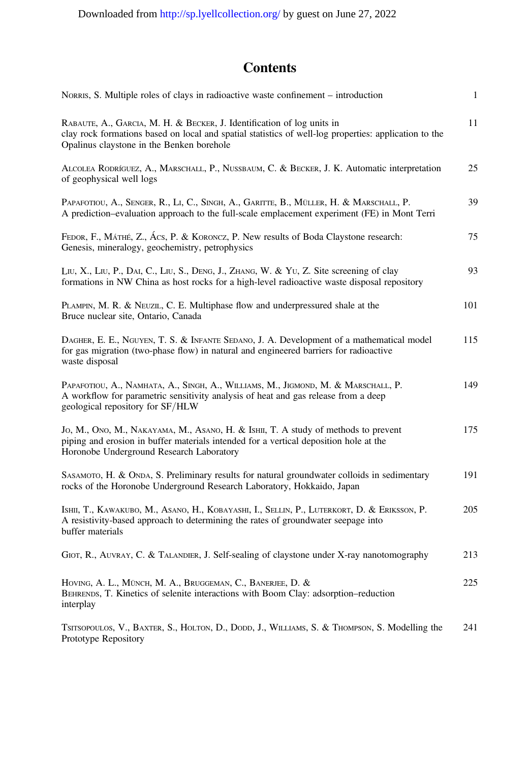# Contents

NORRIS, S. Multiple roles of clays in radioactive waste confinement – introduction 1

RABAUTE, A., GARCIA, M. H. & BECKER, J. Identification of log units in clay rock formations based on local and spatial statistics of well-log properties: application to the Opalinus claystone in the Benken borehole 11

ALCOLEA RODRÍGUEZ, A., MARSCHALL, P., NUSSBAUM, C. & BECKER, J. K. Automatic interpretation of geophysical well logs 25

PAPAFOTIOU, A., SENGER, R., LI, C., SINGH, A., GARITTE, B., MÜLLER, H. & MARSCHALL, P. A prediction–evaluation approach to the full-scale emplacement experiment (FE) in Mont Terri 39

FEDOR, F., MÁTHÉ, Z., ÁCS, P. & KORONCZ, P. New results of Boda Claystone research: Genesis, mineralogy, geochemistry, petrophysics 75

LIU, X., LIU, P., DAI, C., LIU, S., DENG, J., ZHANG, W. & YU, Z. Site screening of clay formations in NW China as host rocks for a high-level radioactive waste disposal repository 93

PLAMPIN, M. R. & NEUZIL, C. E. Multiphase flow and underpressured shale at the Bruce nuclear site, Ontario, Canada 101

DAGHER, E. E., NGUYEN, T. S. & INFANTE SEDANO, J. A. Development of a mathematical model for gas migration (two-phase flow) in natural and engineered barriers for radioactive waste disposal 115

PAPAFOTIOU, A., NAMHATA, A., SINGH, A., WILLIAMS, M., JIGMOND, M. & MARSCHALL, P. A workflow for parametric sensitivity analysis of heat and gas release from a deep geological repository for SF/HLW 149

JO, M., ONO, M., NAKAYAMA, M., ASANO, H. & ISHII, T. A study of methods to prevent piping and erosion in buffer materials intended for a vertical deposition hole at the Horonobe Underground Research Laboratory 175

SASAMOTO, H. & ONDA, S. Preliminary results for natural groundwater colloids in sedimentary rocks of the Horonobe Underground Research Laboratory, Hokkaido, Japan 191

ISHII, T., KAWAKUBO, M., ASANO, H., KOBAYASHI, I., SELLIN, P., LUTERKORT, D. & ERIKSSON, P. A resistivity-based approach to determining the rates of groundwater seepage into buffer materials 205

GIOT, R., AUVRAY, C. & TALANDIER, J. Self-sealing of claystone under X-ray nanotomography 213

HOVING, A. L., MÜNCH, M. A., BRUGGEMAN, C., BANERJEE, D. & BEHRENDS, T. Kinetics of selenite interactions with Boom Clay: adsorption–reduction interplay 225

TSITSOPOULOS, V., BAXTER, S., HOLTON, D., DODD, J., WILLIAMS, S. & THOMPSON, S. Modelling the Prototype Repository 241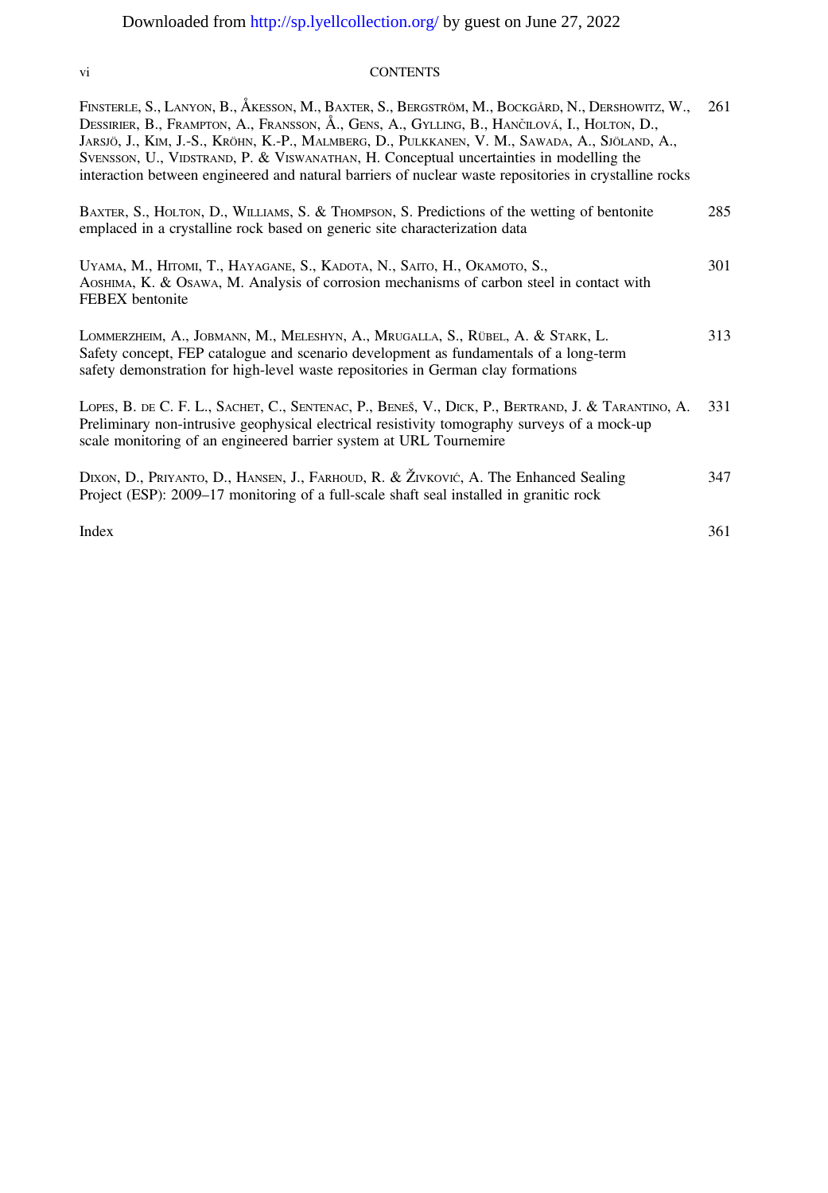Finsterle, S., Lanyon, B., Åkesson, M., Baxter, S., Bergström, M., Bockgård, N., Dershowitz, W., Dessirier, B., Frampton, A., Fransson, Å., Gens, A., Gylling, B., Hančilová, I., Holton, D., Jarsjö, J., Kim, J.-S., Kröhn, K.-P., Malmberg, D., Pulkkanen, V. M., Sawada, A., Sjöland, A., Svensson, U., Vidstrand, P. & Viswanathan, H. Conceptual uncertainties in modelling the interaction between engineered and natural barriers of nuclear waste repositories in crystalline rocks — 261

Baxter, S., Holton, D., Williams, S. & Thompson, S. Predictions of the wetting of bentonite emplaced in a crystalline rock based on generic site characterization data — 285

Uyama, M., Hitomi, T., Hayagane, S., Kadota, N., Saito, H., Okamoto, S., Aoshima, K. & Osawa, M. Analysis of corrosion mechanisms of carbon steel in contact with FEBEX bentonite — 301

Lommerzheim, A., Jobmann, M., Meleshyn, A., Mrugalla, S., Rübel, A. & Stark, L. Safety concept, FEP catalogue and scenario development as fundamentals of a long-term safety demonstration for high-level waste repositories in German clay formations — 313

Lopes, B. de C. F. L., Sachet, C., Sentenac, P., Beneš, V., Dick, P., Bertrand, J. & Tarantino, A. Preliminary non-intrusive geophysical electrical resistivity tomography surveys of a mock-up scale monitoring of an engineered barrier system at URL Tournemire — 331

Dixon, D., Priyanto, D., Hansen, J., Farhoud, R. & Živković, A. The Enhanced Sealing Project (ESP): 2009–17 monitoring of a full-scale shaft seal installed in granitic rock — 347

Index — 361